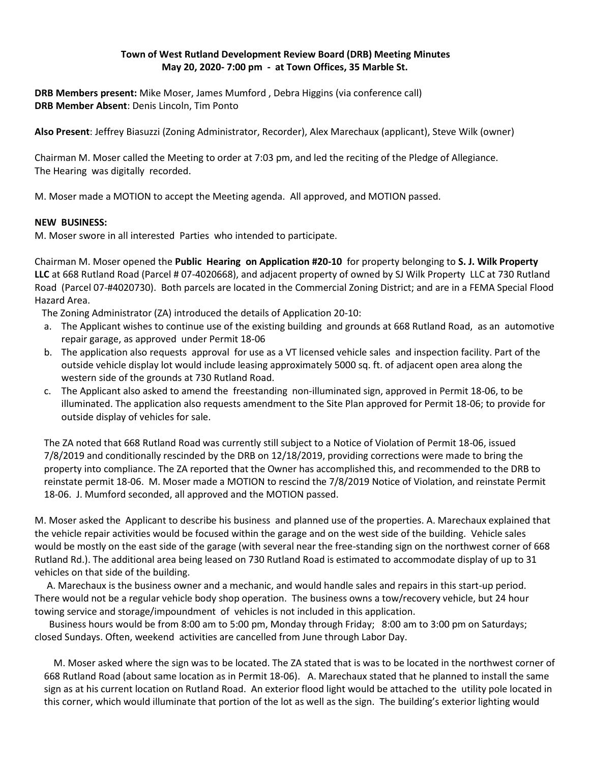**Town of West Rutland Development Review Board (DRB) Meeting Minutes**
**May 20, 2020- 7:00 pm - at Town Offices, 35 Marble St.**

**DRB Members present:** Mike Moser, James Mumford , Debra Higgins (via conference call)
**DRB Member Absent**: Denis Lincoln, Tim Ponto

**Also Present**: Jeffrey Biasuzzi (Zoning Administrator, Recorder), Alex Marechaux (applicant), Steve Wilk (owner)

Chairman M. Moser called the Meeting to order at 7:03 pm, and led the reciting of the Pledge of Allegiance.
The Hearing was digitally recorded.

M. Moser made a MOTION to accept the Meeting agenda. All approved, and MOTION passed.

**NEW BUSINESS:**
M. Moser swore in all interested Parties who intended to participate.

Chairman M. Moser opened the **Public Hearing on Application #20-10** for property belonging to **S. J. Wilk Property LLC** at 668 Rutland Road (Parcel # 07-4020668), and adjacent property of owned by SJ Wilk Property LLC at 730 Rutland Road (Parcel 07-#4020730). Both parcels are located in the Commercial Zoning District; and are in a FEMA Special Flood Hazard Area.

The Zoning Administrator (ZA) introduced the details of Application 20-10:

a. The Applicant wishes to continue use of the existing building and grounds at 668 Rutland Road, as an automotive repair garage, as approved under Permit 18-06
b. The application also requests approval for use as a VT licensed vehicle sales and inspection facility. Part of the outside vehicle display lot would include leasing approximately 5000 sq. ft. of adjacent open area along the western side of the grounds at 730 Rutland Road.
c. The Applicant also asked to amend the freestanding non-illuminated sign, approved in Permit 18-06, to be illuminated. The application also requests amendment to the Site Plan approved for Permit 18-06; to provide for outside display of vehicles for sale.

The ZA noted that 668 Rutland Road was currently still subject to a Notice of Violation of Permit 18-06, issued 7/8/2019 and conditionally rescinded by the DRB on 12/18/2019, providing corrections were made to bring the property into compliance. The ZA reported that the Owner has accomplished this, and recommended to the DRB to reinstate permit 18-06. M. Moser made a MOTION to rescind the 7/8/2019 Notice of Violation, and reinstate Permit 18-06. J. Mumford seconded, all approved and the MOTION passed.

M. Moser asked the Applicant to describe his business and planned use of the properties. A. Marechaux explained that the vehicle repair activities would be focused within the garage and on the west side of the building. Vehicle sales would be mostly on the east side of the garage (with several near the free-standing sign on the northwest corner of 668 Rutland Rd.). The additional area being leased on 730 Rutland Road is estimated to accommodate display of up to 31 vehicles on that side of the building.

A. Marechaux is the business owner and a mechanic, and would handle sales and repairs in this start-up period. There would not be a regular vehicle body shop operation. The business owns a tow/recovery vehicle, but 24 hour towing service and storage/impoundment of vehicles is not included in this application.

Business hours would be from 8:00 am to 5:00 pm, Monday through Friday; 8:00 am to 3:00 pm on Saturdays; closed Sundays. Often, weekend activities are cancelled from June through Labor Day.

M. Moser asked where the sign was to be located. The ZA stated that is was to be located in the northwest corner of 668 Rutland Road (about same location as in Permit 18-06). A. Marechaux stated that he planned to install the same sign as at his current location on Rutland Road. An exterior flood light would be attached to the utility pole located in this corner, which would illuminate that portion of the lot as well as the sign. The building's exterior lighting would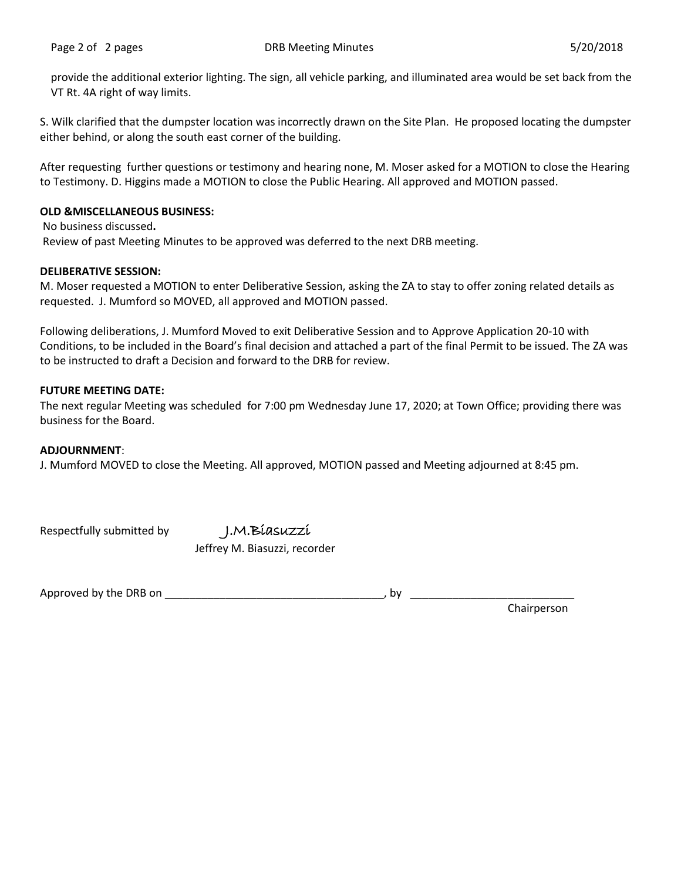provide the additional exterior lighting. The sign, all vehicle parking, and illuminated area would be set back from the VT Rt. 4A right of way limits.

S. Wilk clarified that the dumpster location was incorrectly drawn on the Site Plan. He proposed locating the dumpster either behind, or along the south east corner of the building.

After requesting further questions or testimony and hearing none, M. Moser asked for a MOTION to close the Hearing to Testimony. D. Higgins made a MOTION to close the Public Hearing. All approved and MOTION passed.

**OLD &MISCELLANEOUS BUSINESS:**

No business discussed**.**

Review of past Meeting Minutes to be approved was deferred to the next DRB meeting.

**DELIBERATIVE SESSION:**

M. Moser requested a MOTION to enter Deliberative Session, asking the ZA to stay to offer zoning related details as requested. J. Mumford so MOVED, all approved and MOTION passed.

Following deliberations, J. Mumford Moved to exit Deliberative Session and to Approve Application 20-10 with Conditions, to be included in the Board's final decision and attached a part of the final Permit to be issued. The ZA was to be instructed to draft a Decision and forward to the DRB for review.

**FUTURE MEETING DATE:**

The next regular Meeting was scheduled for 7:00 pm Wednesday June 17, 2020; at Town Office; providing there was business for the Board.

**ADJOURNMENT**:

J. Mumford MOVED to close the Meeting. All approved, MOTION passed and Meeting adjourned at 8:45 pm.

Respectfully submitted by J.M.Biasuzzi

Jeffrey M. Biasuzzi, recorder

Approved by the DRB on ___________________________________, by ___________________________

Chairperson